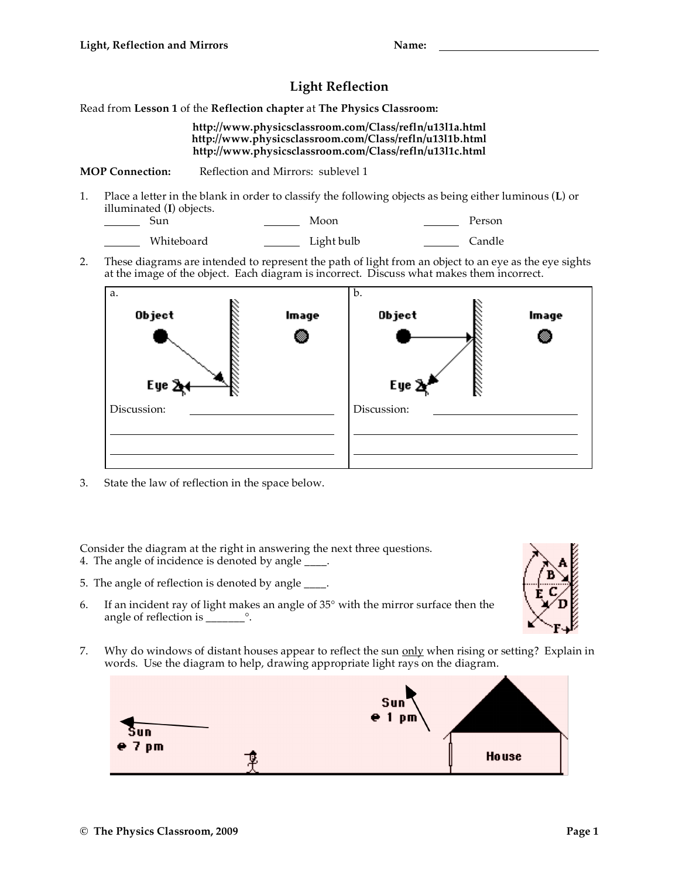Name: ______________________________

# Light Reflection

Read from **Lesson 1** of the **Reflection chapter** at **The Physics Classroom:**

**http://www.physicsclassroom.com/Class/refln/u13l1a.html**
**http://www.physicsclassroom.com/Class/refln/u13l1b.html**
**http://www.physicsclassroom.com/Class/refln/u13l1c.html**

**MOP Connection:** Reflection and Mirrors: sublevel 1

1. Place a letter in the blank in order to classify the following objects as being either luminous (**L**) or illuminated (**I**) objects.

   _______ Sun _______ Moon _______ Person

   _______ Whiteboard _______ Light bulb _______ Candle

2. These diagrams are intended to represent the path of light from an object to an eye as the eye sights at the image of the object. Each diagram is incorrect. Discuss what makes them incorrect.

| a. | b. |
| --- | --- |
| Object / Image / Eye | Object / Image / Eye |
| Discussion: ______________________ | Discussion: ______________________ |

3. State the law of reflection in the space below.

Consider the diagram at the right in answering the next three questions.

4. The angle of incidence is denoted by angle ____.

5. The angle of reflection is denoted by angle ____.

6. If an incident ray of light makes an angle of 35° with the mirror surface then the angle of reflection is _______°.

7. Why do windows of distant houses appear to reflect the sun only when rising or setting? Explain in words. Use the diagram to help, drawing appropriate light rays on the diagram.

Sun @ 7 pm   Sun @ 1 pm   House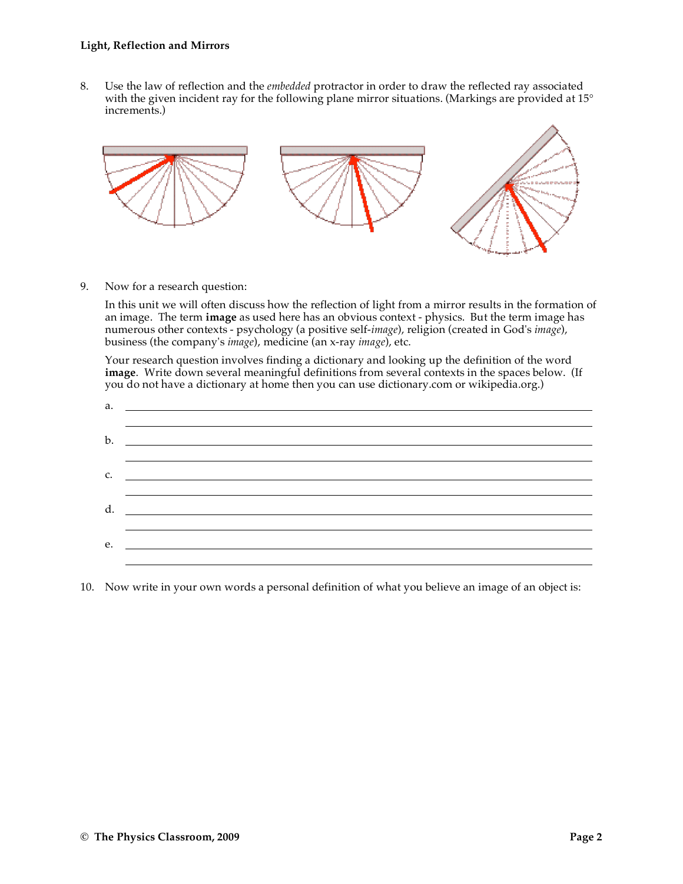8. Use the law of reflection and the *embedded* protractor in order to draw the reflected ray associated with the given incident ray for the following plane mirror situations. (Markings are provided at 15° increments.)

9. Now for a research question:

   In this unit we will often discuss how the reflection of light from a mirror results in the formation of an image. The term **image** as used here has an obvious context - physics. But the term image has numerous other contexts - psychology (a positive self-*image*), religion (created in God's *image*), business (the company's *image*), medicine (an x-ray *image*), etc.

   Your research question involves finding a dictionary and looking up the definition of the word **image**. Write down several meaningful definitions from several contexts in the spaces below. (If you do not have a dictionary at home then you can use dictionary.com or wikipedia.org.)

   a. ______________________________

   b. ______________________________

   c. ______________________________

   d. ______________________________

   e. ______________________________

10. Now write in your own words a personal definition of what you believe an image of an object is: